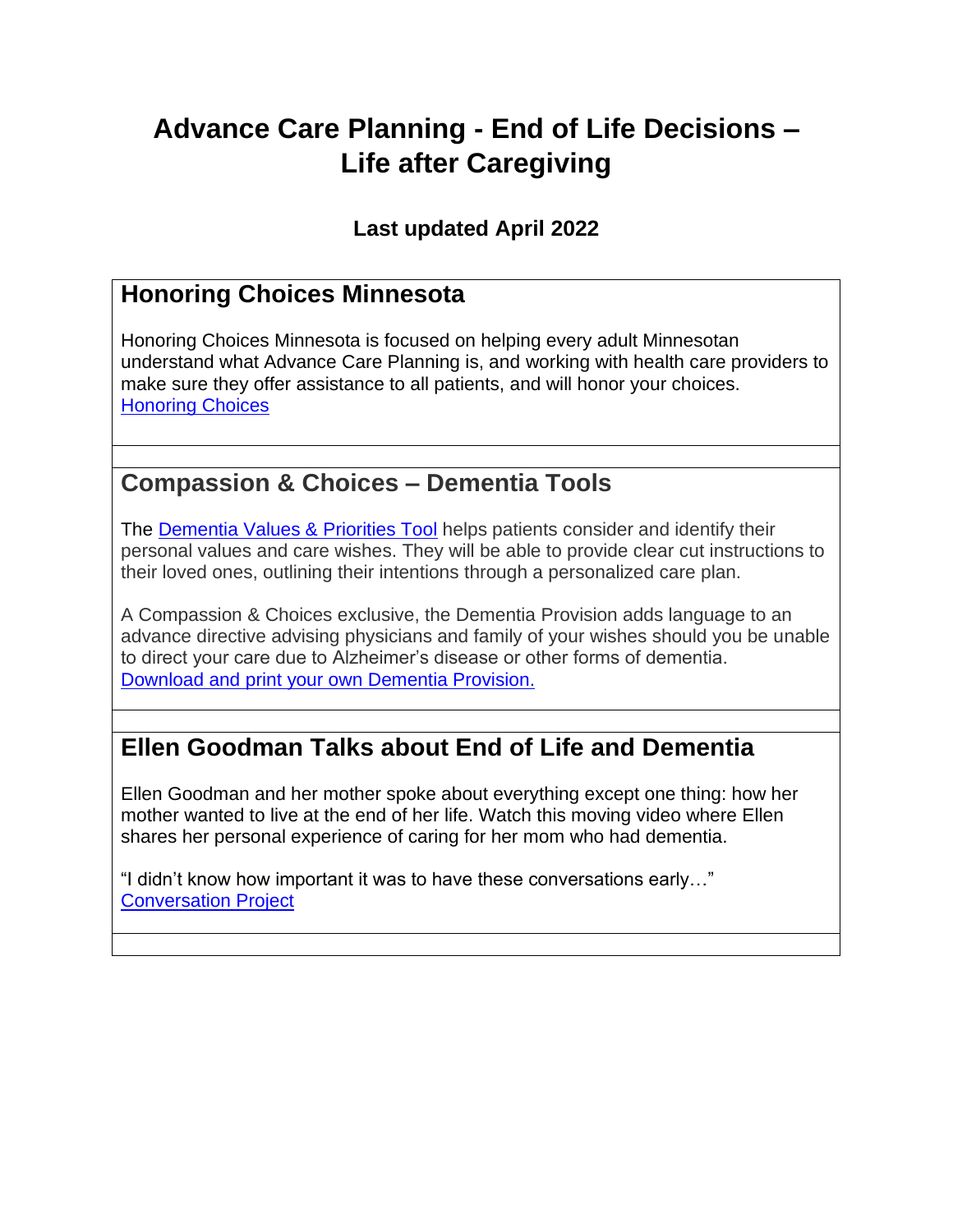# Advance Care Planning - End of Life Decisions – Life after Caregiving

**Last updated April 2022**

## Honoring Choices Minnesota

Honoring Choices Minnesota is focused on helping every adult Minnesotan understand what Advance Care Planning is, and working with health care providers to make sure they offer assistance to all patients, and will honor your choices.
Honoring Choices

## Compassion & Choices – Dementia Tools

The Dementia Values & Priorities Tool helps patients consider and identify their personal values and care wishes. They will be able to provide clear cut instructions to their loved ones, outlining their intentions through a personalized care plan.

A Compassion & Choices exclusive, the Dementia Provision adds language to an advance directive advising physicians and family of your wishes should you be unable to direct your care due to Alzheimer's disease or other forms of dementia.
Download and print your own Dementia Provision.

## Ellen Goodman Talks about End of Life and Dementia

Ellen Goodman and her mother spoke about everything except one thing: how her mother wanted to live at the end of her life. Watch this moving video where Ellen shares her personal experience of caring for her mom who had dementia.

"I didn't know how important it was to have these conversations early…"
Conversation Project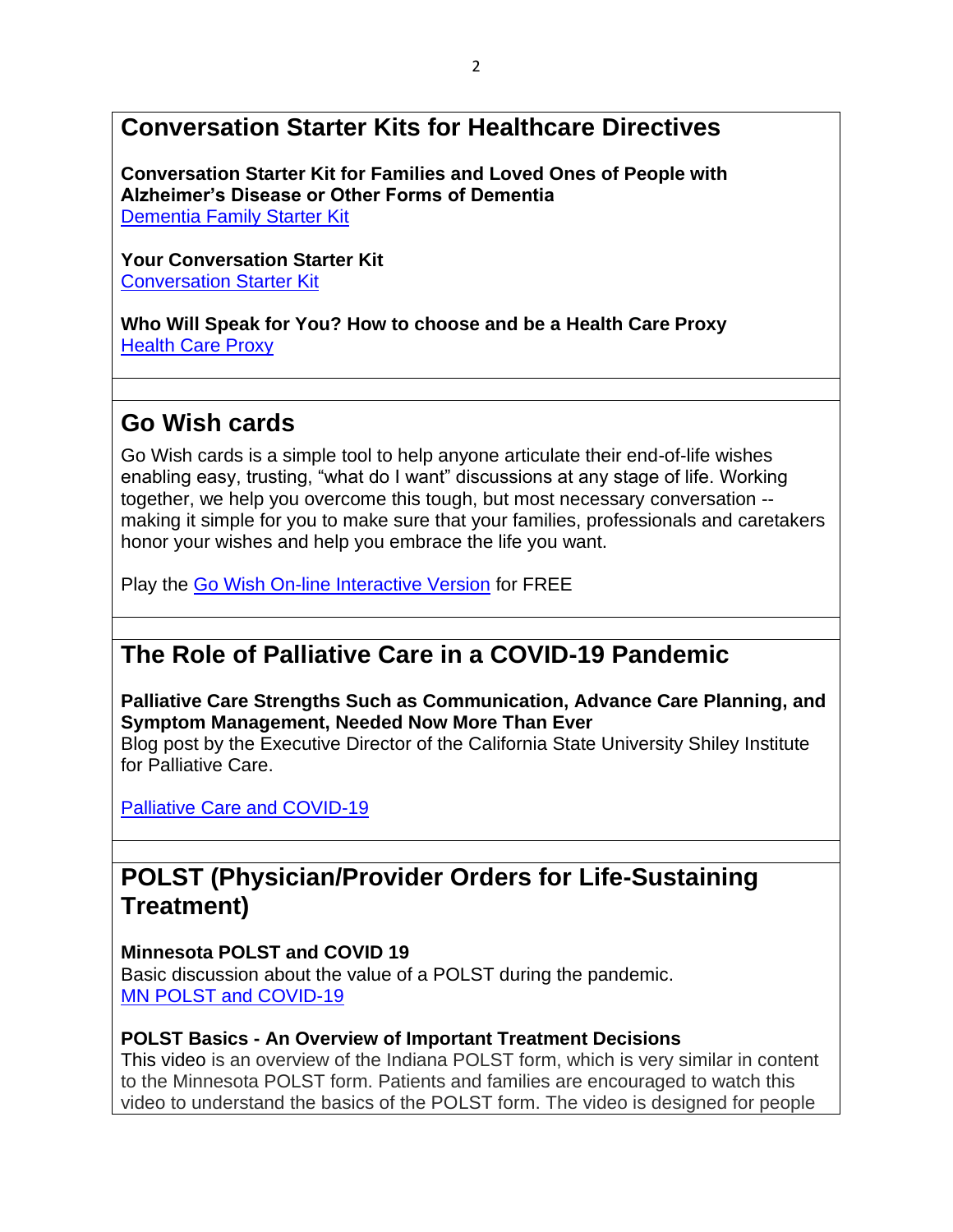## Conversation Starter Kits for Healthcare Directives

**Conversation Starter Kit for Families and Loved Ones of People with Alzheimer's Disease or Other Forms of Dementia**
Dementia Family Starter Kit

**Your Conversation Starter Kit**
Conversation Starter Kit

**Who Will Speak for You? How to choose and be a Health Care Proxy**
Health Care Proxy

## Go Wish cards

Go Wish cards is a simple tool to help anyone articulate their end-of-life wishes enabling easy, trusting, "what do I want" discussions at any stage of life. Working together, we help you overcome this tough, but most necessary conversation -- making it simple for you to make sure that your families, professionals and caretakers honor your wishes and help you embrace the life you want.

Play the Go Wish On-line Interactive Version for FREE

## The Role of Palliative Care in a COVID-19 Pandemic

**Palliative Care Strengths Such as Communication, Advance Care Planning, and Symptom Management, Needed Now More Than Ever**
Blog post by the Executive Director of the California State University Shiley Institute for Palliative Care.

Palliative Care and COVID-19

## POLST (Physician/Provider Orders for Life-Sustaining Treatment)

**Minnesota POLST and COVID 19**
Basic discussion about the value of a POLST during the pandemic.
MN POLST and COVID-19

**POLST Basics - An Overview of Important Treatment Decisions**
This video is an overview of the Indiana POLST form, which is very similar in content to the Minnesota POLST form. Patients and families are encouraged to watch this video to understand the basics of the POLST form. The video is designed for people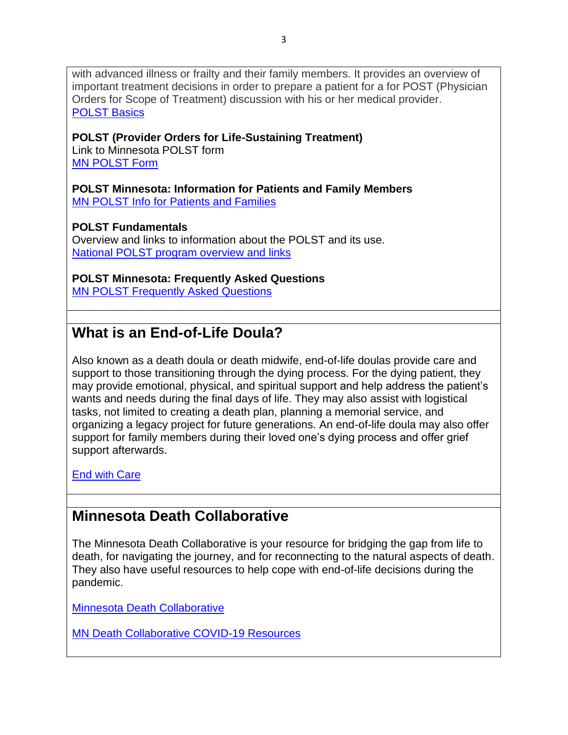with advanced illness or frailty and their family members. It provides an overview of important treatment decisions in order to prepare a patient for a for POST (Physician Orders for Scope of Treatment) discussion with his or her medical provider.
[POLST Basics]

**POLST (Provider Orders for Life-Sustaining Treatment)**
Link to Minnesota POLST form
[MN POLST Form]

**POLST Minnesota: Information for Patients and Family Members**
[MN POLST Info for Patients and Families]

**POLST Fundamentals**
Overview and links to information about the POLST and its use.
[National POLST program overview and links]

**POLST Minnesota: Frequently Asked Questions**
[MN POLST Frequently Asked Questions]

## What is an End-of-Life Doula?

Also known as a death doula or death midwife, end-of-life doulas provide care and support to those transitioning through the dying process. For the dying patient, they may provide emotional, physical, and spiritual support and help address the patient's wants and needs during the final days of life. They may also assist with logistical tasks, not limited to creating a death plan, planning a memorial service, and organizing a legacy project for future generations. An end-of-life doula may also offer support for family members during their loved one's dying process and offer grief support afterwards.

[End with Care]

## Minnesota Death Collaborative

The Minnesota Death Collaborative is your resource for bridging the gap from life to death, for navigating the journey, and for reconnecting to the natural aspects of death. They also have useful resources to help cope with end-of-life decisions during the pandemic.

[Minnesota Death Collaborative]

[MN Death Collaborative COVID-19 Resources]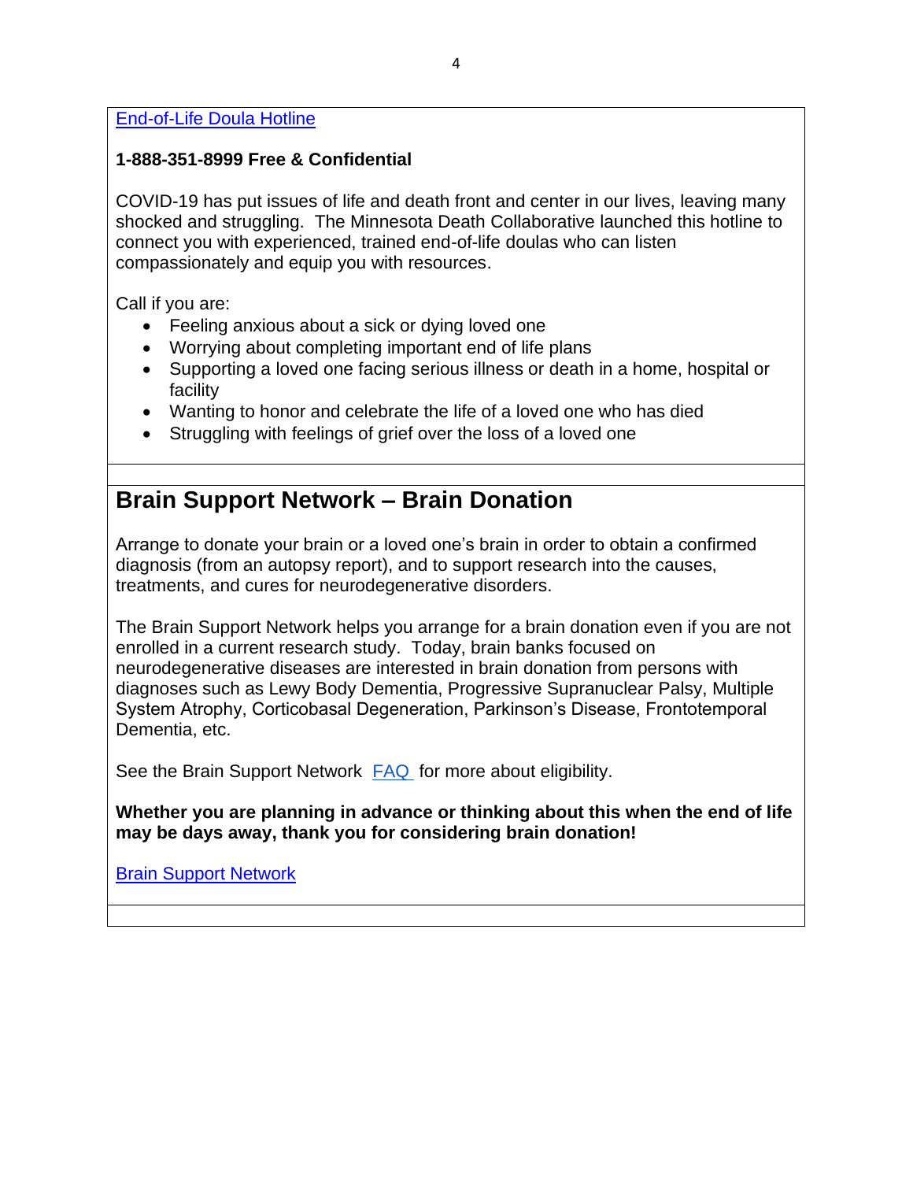End-of-Life Doula Hotline

**1-888-351-8999 Free & Confidential**

COVID-19 has put issues of life and death front and center in our lives, leaving many shocked and struggling. The Minnesota Death Collaborative launched this hotline to connect you with experienced, trained end-of-life doulas who can listen compassionately and equip you with resources.

Call if you are:

- Feeling anxious about a sick or dying loved one
- Worrying about completing important end of life plans
- Supporting a loved one facing serious illness or death in a home, hospital or facility
- Wanting to honor and celebrate the life of a loved one who has died
- Struggling with feelings of grief over the loss of a loved one

## Brain Support Network – Brain Donation

Arrange to donate your brain or a loved one's brain in order to obtain a confirmed diagnosis (from an autopsy report), and to support research into the causes, treatments, and cures for neurodegenerative disorders.

The Brain Support Network helps you arrange for a brain donation even if you are not enrolled in a current research study. Today, brain banks focused on neurodegenerative diseases are interested in brain donation from persons with diagnoses such as Lewy Body Dementia, Progressive Supranuclear Palsy, Multiple System Atrophy, Corticobasal Degeneration, Parkinson's Disease, Frontotemporal Dementia, etc.

See the Brain Support Network FAQ for more about eligibility.

**Whether you are planning in advance or thinking about this when the end of life may be days away, thank you for considering brain donation!**

Brain Support Network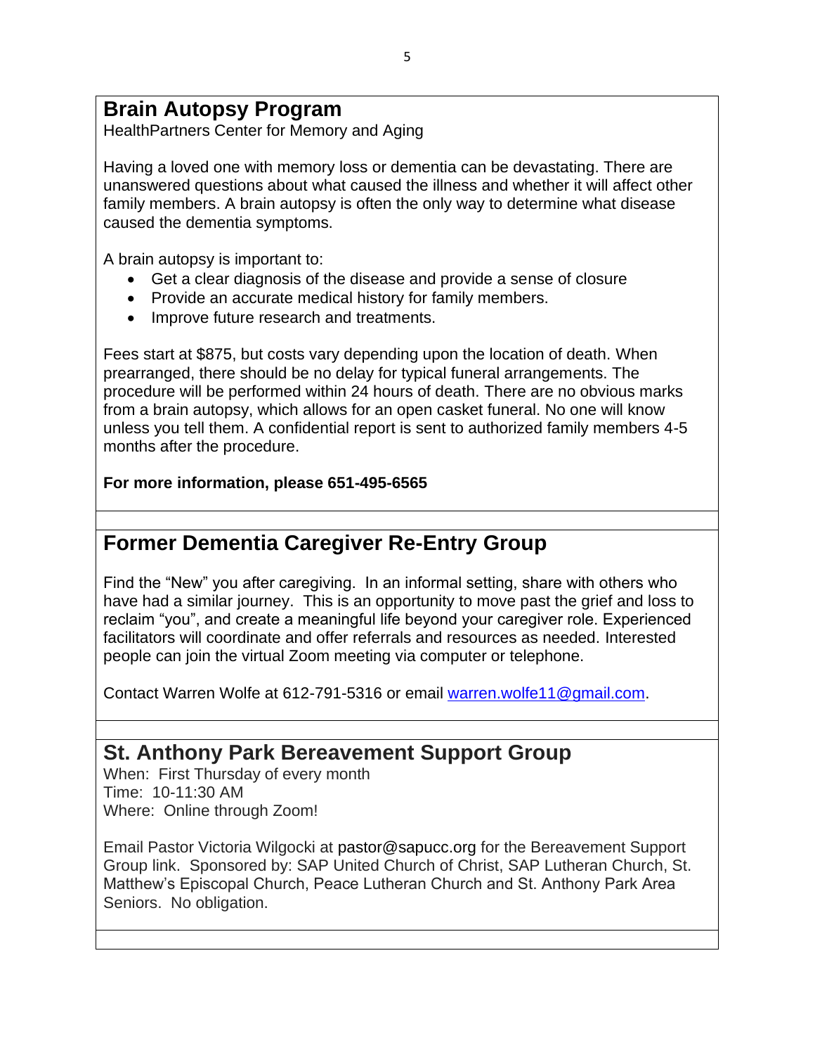## Brain Autopsy Program

HealthPartners Center for Memory and Aging

Having a loved one with memory loss or dementia can be devastating. There are unanswered questions about what caused the illness and whether it will affect other family members. A brain autopsy is often the only way to determine what disease caused the dementia symptoms.

A brain autopsy is important to:

- Get a clear diagnosis of the disease and provide a sense of closure
- Provide an accurate medical history for family members.
- Improve future research and treatments.

Fees start at $875, but costs vary depending upon the location of death. When prearranged, there should be no delay for typical funeral arrangements. The procedure will be performed within 24 hours of death. There are no obvious marks from a brain autopsy, which allows for an open casket funeral. No one will know unless you tell them. A confidential report is sent to authorized family members 4-5 months after the procedure.

**For more information, please 651-495-6565**

## Former Dementia Caregiver Re-Entry Group

Find the "New" you after caregiving. In an informal setting, share with others who have had a similar journey. This is an opportunity to move past the grief and loss to reclaim "you", and create a meaningful life beyond your caregiver role. Experienced facilitators will coordinate and offer referrals and resources as needed. Interested people can join the virtual Zoom meeting via computer or telephone.

Contact Warren Wolfe at 612-791-5316 or email warren.wolfe11@gmail.com.

## St. Anthony Park Bereavement Support Group

When: First Thursday of every month
Time: 10-11:30 AM
Where: Online through Zoom!

Email Pastor Victoria Wilgocki at pastor@sapucc.org for the Bereavement Support Group link. Sponsored by: SAP United Church of Christ, SAP Lutheran Church, St. Matthew's Episcopal Church, Peace Lutheran Church and St. Anthony Park Area Seniors. No obligation.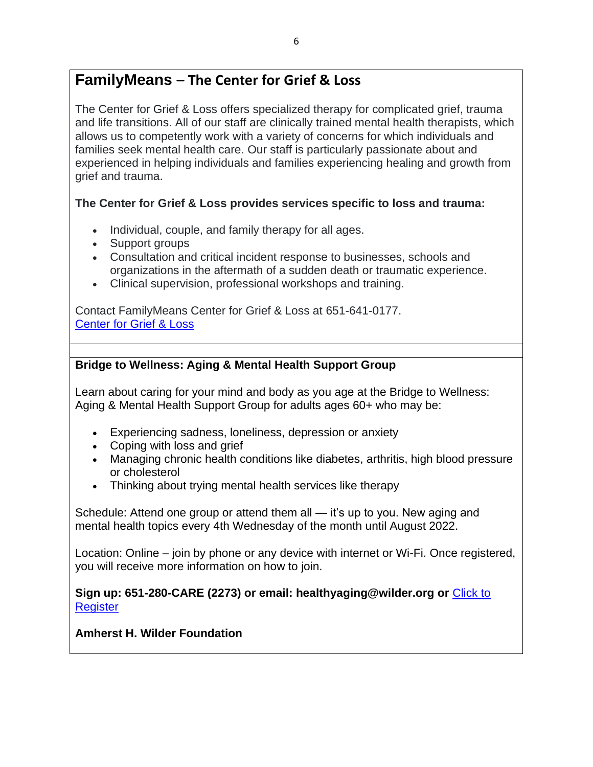## FamilyMeans – The Center for Grief & Loss

The Center for Grief & Loss offers specialized therapy for complicated grief, trauma and life transitions. All of our staff are clinically trained mental health therapists, which allows us to competently work with a variety of concerns for which individuals and families seek mental health care. Our staff is particularly passionate about and experienced in helping individuals and families experiencing healing and growth from grief and trauma.

**The Center for Grief & Loss provides services specific to loss and trauma:**

- Individual, couple, and family therapy for all ages.
- Support groups
- Consultation and critical incident response to businesses, schools and organizations in the aftermath of a sudden death or traumatic experience.
- Clinical supervision, professional workshops and training.

Contact FamilyMeans Center for Grief & Loss at 651-641-0177.
Center for Grief & Loss

**Bridge to Wellness: Aging & Mental Health Support Group**

Learn about caring for your mind and body as you age at the Bridge to Wellness: Aging & Mental Health Support Group for adults ages 60+ who may be:

- Experiencing sadness, loneliness, depression or anxiety
- Coping with loss and grief
- Managing chronic health conditions like diabetes, arthritis, high blood pressure or cholesterol
- Thinking about trying mental health services like therapy

Schedule: Attend one group or attend them all — it's up to you. New aging and mental health topics every 4th Wednesday of the month until August 2022.

Location: Online – join by phone or any device with internet or Wi-Fi. Once registered, you will receive more information on how to join.

**Sign up: 651-280-CARE (2273) or email: healthyaging@wilder.org or** Click to Register

**Amherst H. Wilder Foundation**